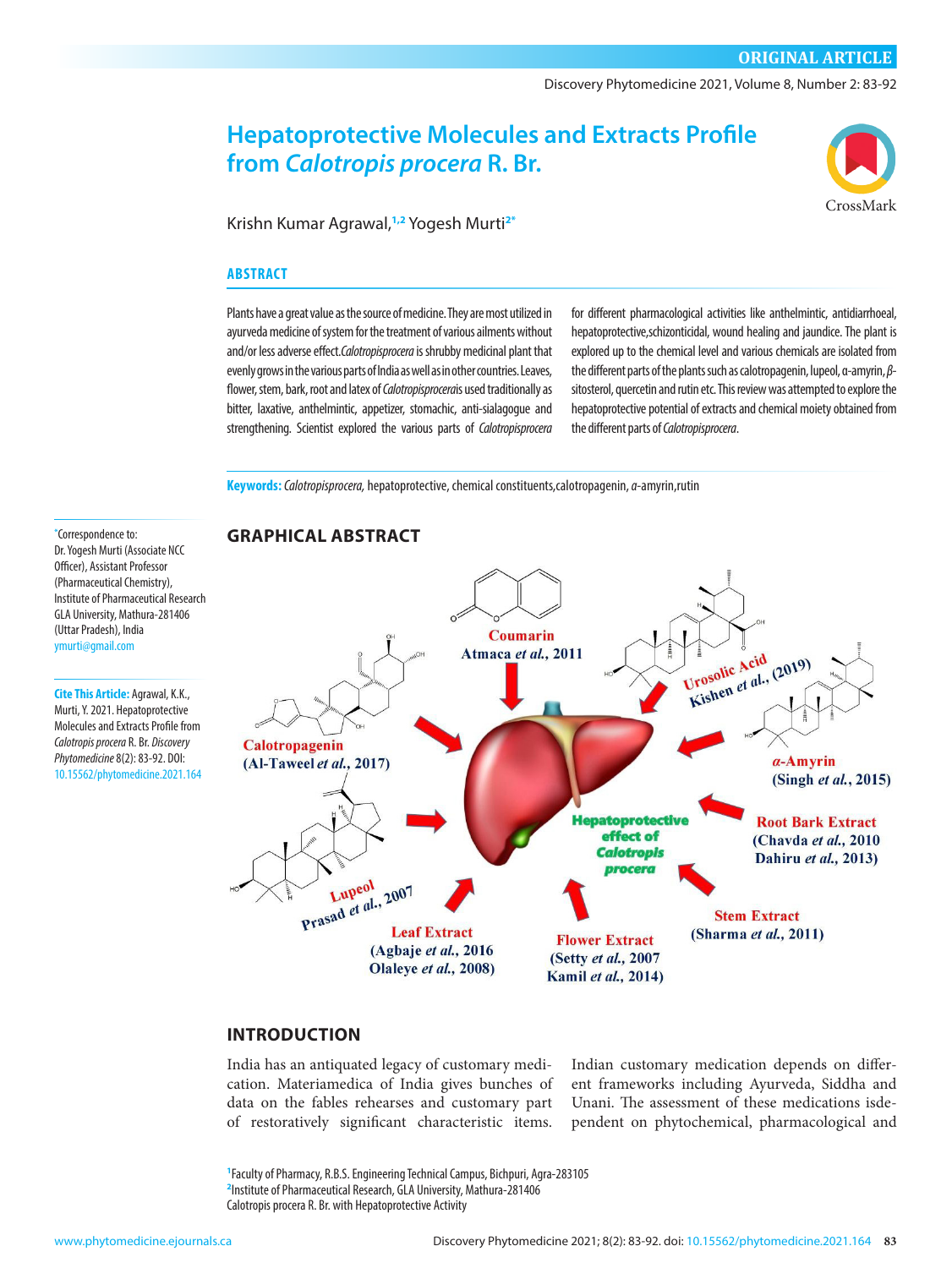ORIGINAL ARTICLE

# Hepatoprotective Molecules and Extracts Profile from *Calotropis procera* R. Br.

Krishn Kumar Agrawal,[1,2] Yogesh Murti[2*]

## ABSTRACT

Plants have a great value as the source of medicine. They are most utilized in ayurveda medicine of system for the treatment of various ailments without and/or less adverse effect. *Calotropisprocera* is shrubby medicinal plant that evenly grows in the various parts of India as well as in other countries. Leaves, flower, stem, bark, root and latex of *Calotropisprocera*is used traditionally as bitter, laxative, anthelmintic, appetizer, stomachic, anti-sialagogue and strengthening. Scientist explored the various parts of *Calotropisprocera* for different pharmacological activities like anthelmintic, antidiarrhoeal, hepatoprotective,schizonticidal, wound healing and jaundice. The plant is explored up to the chemical level and various chemicals are isolated from the different parts of the plants such as calotropagenin, lupeol, α-amyrin, β-sitosterol, quercetin and rutin etc. This review was attempted to explore the hepatoprotective potential of extracts and chemical moiety obtained from the different parts of *Calotropisprocera*.

**Keywords:** *Calotropisprocera,* hepatoprotective, chemical constituents,calotropagenin, *α*-amyrin,rutin

*Correspondence to: Dr. Yogesh Murti (Associate NCC Officer), Assistant Professor (Pharmaceutical Chemistry), Institute of Pharmaceutical Research GLA University, Mathura-281406 (Uttar Pradesh), India ymurti@gmail.com

**Cite This Article:** Agrawal, K.K., Murti, Y. 2021. Hepatoprotective Molecules and Extracts Profile from *Calotropis procera* R. Br. *Discovery Phytomedicine* 8(2): 83-92. DOI: 10.15562/phytomedicine.2021.164

## GRAPHICAL ABSTRACT

Coumarin Atmaca *et al.*, 2011

Urosolic Acid Kishen *et al.*, (2019)

Calotropagenin (Al-Taweel *et al.*, 2017)

*α*-Amyrin (Singh *et al.*, 2015)

Hepatoprotective effect of *Calotropis procera*

Root Bark Extract (Chavda *et al.*, 2010 Dahiru *et al.*, 2013)

Lupeol Prasad *et al.*, 2007

Stem Extract (Sharma *et al.*, 2011)

Leaf Extract (Agbaje *et al.*, 2016 Olaleye *et al.*, 2008)

Flower Extract (Setty *et al.*, 2007 Kamil *et al.*, 2014)

## INTRODUCTION

India has an antiquated legacy of customary medication. Materiamedica of India gives bunches of data on the fables rehearses and customary part of restoratively significant characteristic items. Indian customary medication depends on different frameworks including Ayurveda, Siddha and Unani. The assessment of these medications isdependent on phytochemical, pharmacological and

[1]Faculty of Pharmacy, R.B.S. Engineering Technical Campus, Bichpuri, Agra-283105
[2]Institute of Pharmaceutical Research, GLA University, Mathura-281406
Calotropis procera R. Br. with Hepatoprotective Activity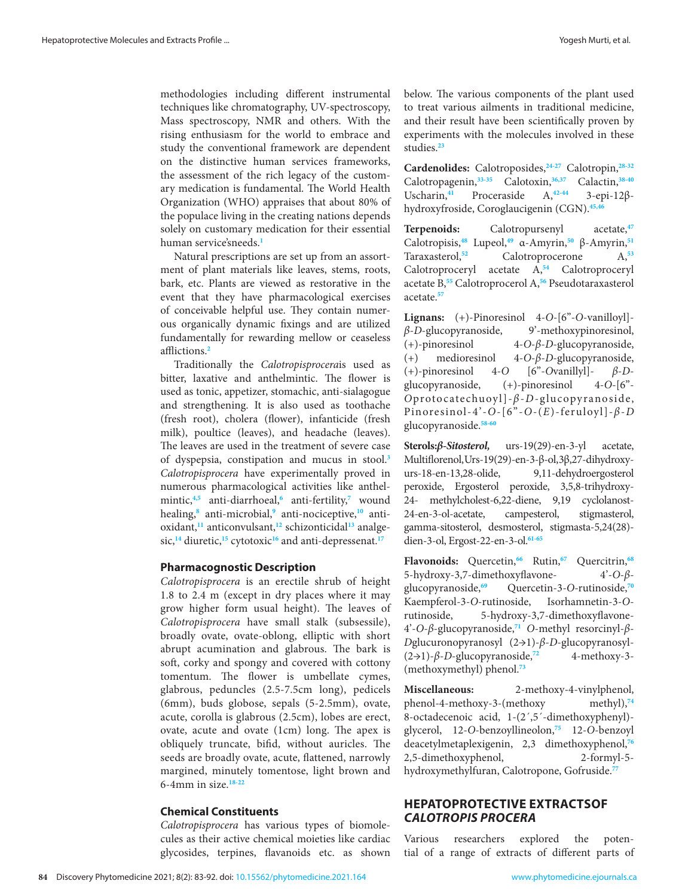methodologies including different instrumental techniques like chromatography, UV-spectroscopy, Mass spectroscopy, NMR and others. With the rising enthusiasm for the world to embrace and study the conventional framework are dependent on the distinctive human services frameworks, the assessment of the rich legacy of the customary medication is fundamental. The World Health Organization (WHO) appraises that about 80% of the populace living in the creating nations depends solely on customary medication for their essential human service'sneeds.[1]

Natural prescriptions are set up from an assortment of plant materials like leaves, stems, roots, bark, etc. Plants are viewed as restorative in the event that they have pharmacological exercises of conceivable helpful use. They contain numerous organically dynamic fixings and are utilized fundamentally for rewarding mellow or ceaseless afflictions.[2]

Traditionally the *Calotropisprocera*is used as bitter, laxative and anthelmintic. The flower is used as tonic, appetizer, stomachic, anti-sialagogue and strengthening. It is also used as toothache (fresh root), cholera (flower), infanticide (fresh milk), poultice (leaves), and headache (leaves). The leaves are used in the treatment of severe case of dyspepsia, constipation and mucus in stool.[3] *Calotropisprocera* have experimentally proved in numerous pharmacological activities like anthelmintic,[4,5] anti-diarrhoeal,[6] anti-fertility,[7] wound healing,[8] anti-microbial,[9] anti-nociceptive,[10] antioxidant,[11] anticonvulsant,[12] schizonticidal[13] analgesic,[14] diuretic,[15] cytotoxic[16] and anti-depressenat.[17]

## Pharmacognostic Description

*Calotropisprocera* is an erectile shrub of height 1.8 to 2.4 m (except in dry places where it may grow higher form usual height). The leaves of *Calotropisprocera* have small stalk (subsessile), broadly ovate, ovate-oblong, elliptic with short abrupt acumination and glabrous. The bark is soft, corky and spongy and covered with cottony tomentum. The flower is umbellate cymes, glabrous, peduncles (2.5-7.5cm long), pedicels (6mm), buds globose, sepals (5-2.5mm), ovate, acute, corolla is glabrous (2.5cm), lobes are erect, ovate, acute and ovate (1cm) long. The apex is obliquely truncate, bifid, without auricles. The seeds are broadly ovate, acute, flattened, narrowly margined, minutely tomentose, light brown and 6-4mm in size.[18-22]

## Chemical Constituents

*Calotropisprocera* has various types of biomolecules as their active chemical moieties like cardiac glycosides, terpines, flavanoids etc. as shown below. The various components of the plant used to treat various ailments in traditional medicine, and their result have been scientifically proven by experiments with the molecules involved in these studies.[23]

**Cardenolides:** Calotroposides,[24-27] Calotropin,[28-32] Calotropagenin,[33-35] Calotoxin,[36,37] Calactin,[38-40] Uscharin,[41] Proceraside A,[42-44] 3-epi-12β-hydroxyfroside, Coroglaucigenin (CGN).[45,46]

**Terpenoids:** Calotropursenyl acetate,[47] Calotropisis,[48] Lupeol,[49] α-Amyrin,[50] β-Amyrin,[51] Taraxasterol,[52] Calotroprocerone A,[53] Calotroproceryl acetate A,[54] Calotroproceryl acetate B,[55] Calotroprocerol A,[56] Pseudotaraxasterol acetate.[57]

**Lignans:** (+)-Pinoresinol 4-*O*-[6"-*O*-vanilloyl]-*β-D*-glucopyranoside, 9'-methoxypinoresinol, (+)-pinoresinol 4-*O*-*β-D*-glucopyranoside, (+) medioresinol 4-*O*-*β-D*-glucopyranoside, (+)-pinoresinol 4-*O* [6"-*O*vanillyl]- *β-D*-glucopyranoside, (+)-pinoresinol 4-*O*-[6"-*O*protocatechuoyl]-*β-D*-glucopyranoside, Pinoresinol-4'-*O*-[6"-*O*-(*E*)-feruloyl]-*β-D* glucopyranoside.[58-60]

**Sterols:*β-Sitosterol,*** urs-19(29)-en-3-yl acetate, Multiflorenol,Urs-19(29)-en-3-β-ol,3β,27-dihydroxy-urs-18-en-13,28-olide, 9,11-dehydroergosterol peroxide, Ergosterol peroxide, 3,5,8-trihydroxy-24- methylcholest-6,22-diene, 9,19 cyclolanost-24-en-3-ol-acetate, campesterol, stigmasterol, gamma-sitosterol, desmosterol, stigmasta-5,24(28)-dien-3-ol, Ergost-22-en-3-ol.[61-65]

**Flavonoids:** Quercetin,[66] Rutin,[67] Quercitrin,[68] 5-hydroxy-3,7-dimethoxyflavone- 4'-*O*-*β*-glucopyranoside,[69] Quercetin-3-*O*-rutinoside,[70] Kaempferol-3-*O*-rutinoside, Isorhamnetin-3-*O*-rutinoside, 5-hydroxy-3,7-dimethoxyflavone-4'-*O*-*β*-glucopyranoside,[71] *O*-methyl resorcinyl-*β*-*D*glucuronopyranosyl (2→1)-*β-D*-glucopyranosyl-(2→1)-*β-D*-glucopyranoside,[72] 4-methoxy-3-(methoxymethyl) phenol.[73]

**Miscellaneous:** 2-methoxy-4-vinylphenol, phenol-4-methoxy-3-(methoxy methyl),[74] 8-octadecenoic acid, 1-(2′,5′-dimethoxyphenyl)-glycerol, 12-*O*-benzoyllineolon,[75] 12-*O*-benzoyl deacetylmetaplexigenin, 2,3 dimethoxyphenol,[76] 2,5-dimethoxyphenol, 2-formyl-5-hydroxymethylfuran, Calotropone, Gofruside.[77]

## HEPATOPROTECTIVE EXTRACTSOF *CALOTROPIS PROCERA*

Various researchers explored the potential of a range of extracts of different parts of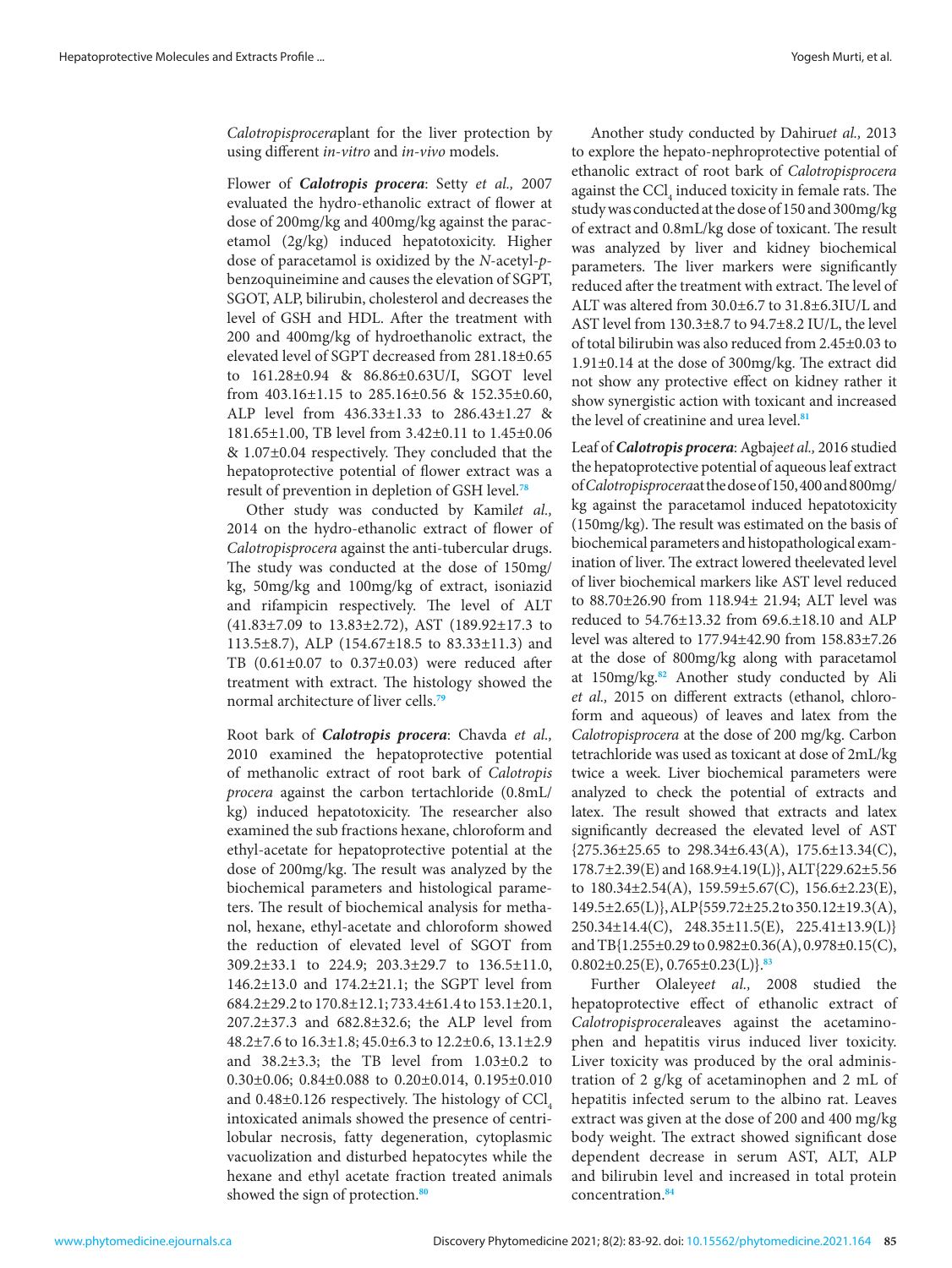*Calotropisprocera*plant for the liver protection by using different *in-vitro* and *in-vivo* models.

Flower of ***Calotropis procera***: Setty *et al.,* 2007 evaluated the hydro-ethanolic extract of flower at dose of 200mg/kg and 400mg/kg against the paracetamol (2g/kg) induced hepatotoxicity. Higher dose of paracetamol is oxidized by the *N*-acetyl-*p*-benzoquineimine and causes the elevation of SGPT, SGOT, ALP, bilirubin, cholesterol and decreases the level of GSH and HDL. After the treatment with 200 and 400mg/kg of hydroethanolic extract, the elevated level of SGPT decreased from 281.18±0.65 to 161.28±0.94 & 86.86±0.63U/I, SGOT level from 403.16±1.15 to 285.16±0.56 & 152.35±0.60, ALP level from 436.33±1.33 to 286.43±1.27 & 181.65±1.00, TB level from 3.42±0.11 to 1.45±0.06 & 1.07±0.04 respectively. They concluded that the hepatoprotective potential of flower extract was a result of prevention in depletion of GSH level.[78]

Other study was conducted by Kamil*et al.,* 2014 on the hydro-ethanolic extract of flower of *Calotropisprocera* against the anti-tubercular drugs. The study was conducted at the dose of 150mg/kg, 50mg/kg and 100mg/kg of extract, isoniazid and rifampicin respectively. The level of ALT (41.83±7.09 to 13.83±2.72), AST (189.92±17.3 to 113.5±8.7), ALP (154.67±18.5 to 83.33±11.3) and TB (0.61±0.07 to 0.37±0.03) were reduced after treatment with extract. The histology showed the normal architecture of liver cells.[79]

Root bark of ***Calotropis procera***: Chavda *et al.,* 2010 examined the hepatoprotective potential of methanolic extract of root bark of *Calotropis procera* against the carbon tertachloride (0.8mL/kg) induced hepatotoxicity. The researcher also examined the sub fractions hexane, chloroform and ethyl-acetate for hepatoprotective potential at the dose of 200mg/kg. The result was analyzed by the biochemical parameters and histological parameters. The result of biochemical analysis for methanol, hexane, ethyl-acetate and chloroform showed the reduction of elevated level of SGOT from 309.2±33.1 to 224.9; 203.3±29.7 to 136.5±11.0, 146.2±13.0 and 174.2±21.1; the SGPT level from 684.2±29.2 to 170.8±12.1; 733.4±61.4 to 153.1±20.1, 207.2±37.3 and 682.8±32.6; the ALP level from 48.2±7.6 to 16.3±1.8; 45.0±6.3 to 12.2±0.6, 13.1±2.9 and 38.2±3.3; the TB level from 1.03±0.2 to 0.30±0.06; 0.84±0.088 to 0.20±0.014, 0.195±0.010 and 0.48±0.126 respectively. The histology of $CCl_4$ intoxicated animals showed the presence of centrilobular necrosis, fatty degeneration, cytoplasmic vacuolization and disturbed hepatocytes while the hexane and ethyl acetate fraction treated animals showed the sign of protection.[80]

Another study conducted by Dahiru*et al.,* 2013 to explore the hepato-nephroprotective potential of ethanolic extract of root bark of *Calotropisprocera* against the $CCl_4$ induced toxicity in female rats. The study was conducted at the dose of 150 and 300mg/kg of extract and 0.8mL/kg dose of toxicant. The result was analyzed by liver and kidney biochemical parameters. The liver markers were significantly reduced after the treatment with extract. The level of ALT was altered from 30.0±6.7 to 31.8±6.3IU/L and AST level from 130.3±8.7 to 94.7±8.2 IU/L, the level of total bilirubin was also reduced from 2.45±0.03 to 1.91±0.14 at the dose of 300mg/kg. The extract did not show any protective effect on kidney rather it show synergistic action with toxicant and increased the level of creatinine and urea level.[81]

Leaf of ***Calotropis procera***: Agbaje*et al.,* 2016 studied the hepatoprotective potential of aqueous leaf extract of*Calotropisprocera*at the dose of 150, 400 and 800mg/kg against the paracetamol induced hepatotoxicity (150mg/kg). The result was estimated on the basis of biochemical parameters and histopathological examination of liver. The extract lowered theelevated level of liver biochemical markers like AST level reduced to 88.70±26.90 from 118.94± 21.94; ALT level was reduced to 54.76±13.32 from 69.6.±18.10 and ALP level was altered to 177.94±42.90 from 158.83±7.26 at the dose of 800mg/kg along with paracetamol at 150mg/kg.[82] Another study conducted by Ali *et al.,* 2015 on different extracts (ethanol, chloroform and aqueous) of leaves and latex from the *Calotropisprocera* at the dose of 200 mg/kg. Carbon tetrachloride was used as toxicant at dose of 2mL/kg twice a week. Liver biochemical parameters were analyzed to check the potential of extracts and latex. The result showed that extracts and latex significantly decreased the elevated level of AST {275.36±25.65 to 298.34±6.43(A), 175.6±13.34(C), 178.7±2.39(E) and 168.9±4.19(L)}, ALT{229.62±5.56 to 180.34±2.54(A), 159.59±5.67(C), 156.6±2.23(E), 149.5±2.65(L)}, ALP{559.72±25.2 to 350.12±19.3(A), 250.34±14.4(C), 248.35±11.5(E), 225.41±13.9(L)} and TB{1.255±0.29 to 0.982±0.36(A), 0.978±0.15(C), 0.802±0.25(E), 0.765±0.23(L)}.[83]

Further Olaleye*et al.,* 2008 studied the hepatoprotective effect of ethanolic extract of *Calotropisprocera*leaves against the acetaminophen and hepatitis virus induced liver toxicity. Liver toxicity was produced by the oral administration of 2 g/kg of acetaminophen and 2 mL of hepatitis infected serum to the albino rat. Leaves extract was given at the dose of 200 and 400 mg/kg body weight. The extract showed significant dose dependent decrease in serum AST, ALT, ALP and bilirubin level and increased in total protein concentration.[84]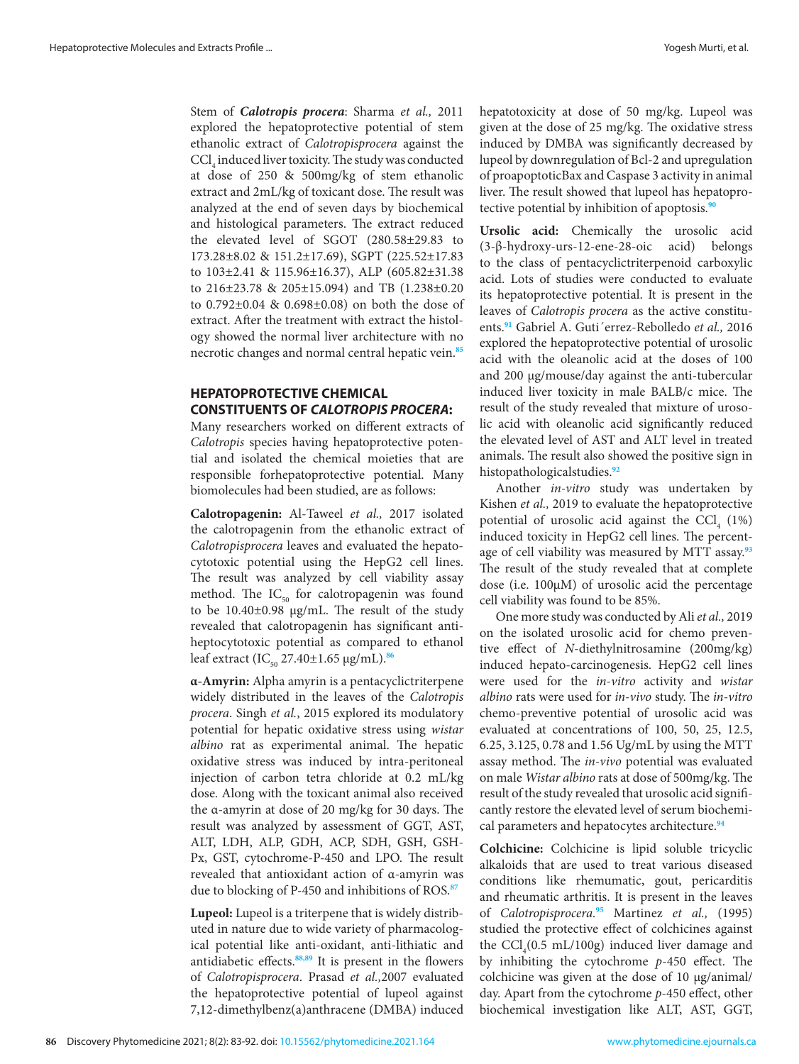Stem of ***Calotropis procera***: Sharma *et al.,* 2011 explored the hepatoprotective potential of stem ethanolic extract of *Calotropisprocera* against the $CCl_4$ induced liver toxicity. The study was conducted at dose of 250 & 500mg/kg of stem ethanolic extract and 2mL/kg of toxicant dose. The result was analyzed at the end of seven days by biochemical and histological parameters. The extract reduced the elevated level of SGOT (280.58±29.83 to 173.28±8.02 & 151.2±17.69), SGPT (225.52±17.83 to 103±2.41 & 115.96±16.37), ALP (605.82±31.38 to 216±23.78 & 205±15.094) and TB (1.238±0.20 to 0.792±0.04 & 0.698±0.08) on both the dose of extract. After the treatment with extract the histology showed the normal liver architecture with no necrotic changes and normal central hepatic vein.[85]

## HEPATOPROTECTIVE CHEMICAL CONSTITUENTS OF *CALOTROPIS PROCERA*:

Many researchers worked on different extracts of *Calotropis* species having hepatoprotective potential and isolated the chemical moieties that are responsible forhepatoprotective potential. Many biomolecules had been studied, are as follows:

**Calotropagenin:** Al-Taweel *et al.,* 2017 isolated the calotropagenin from the ethanolic extract of *Calotropisprocera* leaves and evaluated the hepatocytotoxic potential using the HepG2 cell lines. The result was analyzed by cell viability assay method. The $IC_{50}$ for calotropagenin was found to be 10.40±0.98 μg/mL. The result of the study revealed that calotropagenin has significant antiheptocytotoxic potential as compared to ethanol leaf extract ($IC_{50}$ 27.40±1.65 μg/mL).[86]

**α-Amyrin:** Alpha amyrin is a pentacyclictriterpene widely distributed in the leaves of the *Calotropis procera*. Singh *et al.*, 2015 explored its modulatory potential for hepatic oxidative stress using *wistar albino* rat as experimental animal. The hepatic oxidative stress was induced by intra-peritoneal injection of carbon tetra chloride at 0.2 mL/kg dose. Along with the toxicant animal also received the α-amyrin at dose of 20 mg/kg for 30 days. The result was analyzed by assessment of GGT, AST, ALT, LDH, ALP, GDH, ACP, SDH, GSH, GSH-Px, GST, cytochrome-P-450 and LPO. The result revealed that antioxidant action of α-amyrin was due to blocking of P-450 and inhibitions of ROS.[87]

**Lupeol:** Lupeol is a triterpene that is widely distributed in nature due to wide variety of pharmacological potential like anti-oxidant, anti-lithiatic and antidiabetic effects.[88,89] It is present in the flowers of *Calotropisprocera*. Prasad *et al.,*2007 evaluated the hepatoprotective potential of lupeol against 7,12-dimethylbenz(a)anthracene (DMBA) induced hepatotoxicity at dose of 50 mg/kg. Lupeol was given at the dose of 25 mg/kg. The oxidative stress induced by DMBA was significantly decreased by lupeol by downregulation of Bcl-2 and upregulation of proapoptoticBax and Caspase 3 activity in animal liver. The result showed that lupeol has hepatoprotective potential by inhibition of apoptosis.[90]

**Ursolic acid:** Chemically the urosolic acid (3-β-hydroxy-urs-12-ene-28-oic acid) belongs to the class of pentacyclictriterpenoid carboxylic acid. Lots of studies were conducted to evaluate its hepatoprotective potential. It is present in the leaves of *Calotropis procera* as the active constituents.[91] Gabriel A. Guti´errez-Rebolledo *et al.,* 2016 explored the hepatoprotective potential of urosolic acid with the oleanolic acid at the doses of 100 and 200 μg/mouse/day against the anti-tubercular induced liver toxicity in male BALB/c mice. The result of the study revealed that mixture of urosolic acid with oleanolic acid significantly reduced the elevated level of AST and ALT level in treated animals. The result also showed the positive sign in histopathologicalstudies.[92]

Another *in-vitro* study was undertaken by Kishen *et al.,* 2019 to evaluate the hepatoprotective potential of urosolic acid against the $CCl_4$ (1%) induced toxicity in HepG2 cell lines. The percentage of cell viability was measured by MTT assay.[93] The result of the study revealed that at complete dose (i.e. 100μM) of urosolic acid the percentage cell viability was found to be 85%.

One more study was conducted by Ali *et al.,* 2019 on the isolated urosolic acid for chemo preventive effect of *N*-diethylnitrosamine (200mg/kg) induced hepato-carcinogenesis. HepG2 cell lines were used for the *in-vitro* activity and *wistar albino* rats were used for *in-vivo* study. The *in-vitro* chemo-preventive potential of urosolic acid was evaluated at concentrations of 100, 50, 25, 12.5, 6.25, 3.125, 0.78 and 1.56 Ug/mL by using the MTT assay method. The *in-vivo* potential was evaluated on male *Wistar albino* rats at dose of 500mg/kg. The result of the study revealed that urosolic acid significantly restore the elevated level of serum biochemical parameters and hepatocytes architecture.[94]

**Colchicine:** Colchicine is lipid soluble tricyclic alkaloids that are used to treat various diseased conditions like rhemumatic, gout, pericarditis and rheumatic arthritis. It is present in the leaves of *Calotropisprocera.*[95] Martinez *et al.,* (1995) studied the protective effect of colchicines against the $CCl_4$(0.5 mL/100g) induced liver damage and by inhibiting the cytochrome *p*-450 effect. The colchicine was given at the dose of 10 μg/animal/day. Apart from the cytochrome *p*-450 effect, other biochemical investigation like ALT, AST, GGT,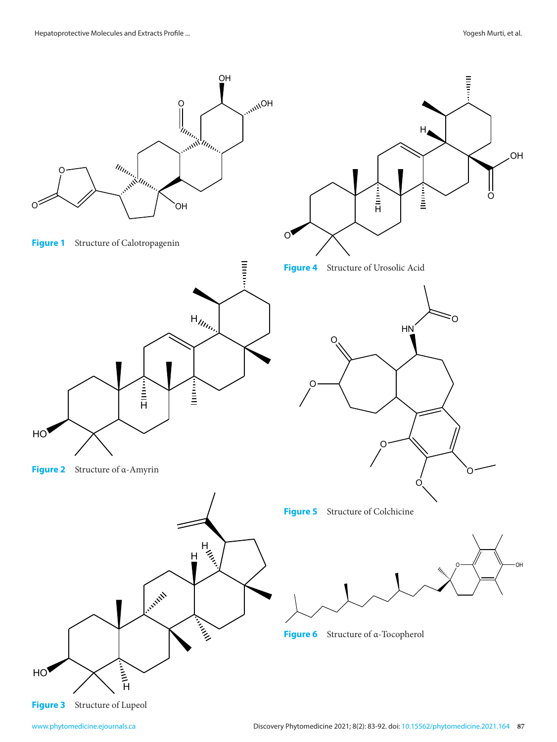**Figure 1** Structure of Calotropagenin

**Figure 2** Structure of α-Amyrin

**Figure 3** Structure of Lupeol

**Figure 4** Structure of Urosolic Acid

**Figure 5** Structure of Colchicine

**Figure 6** Structure of α-Tocopherol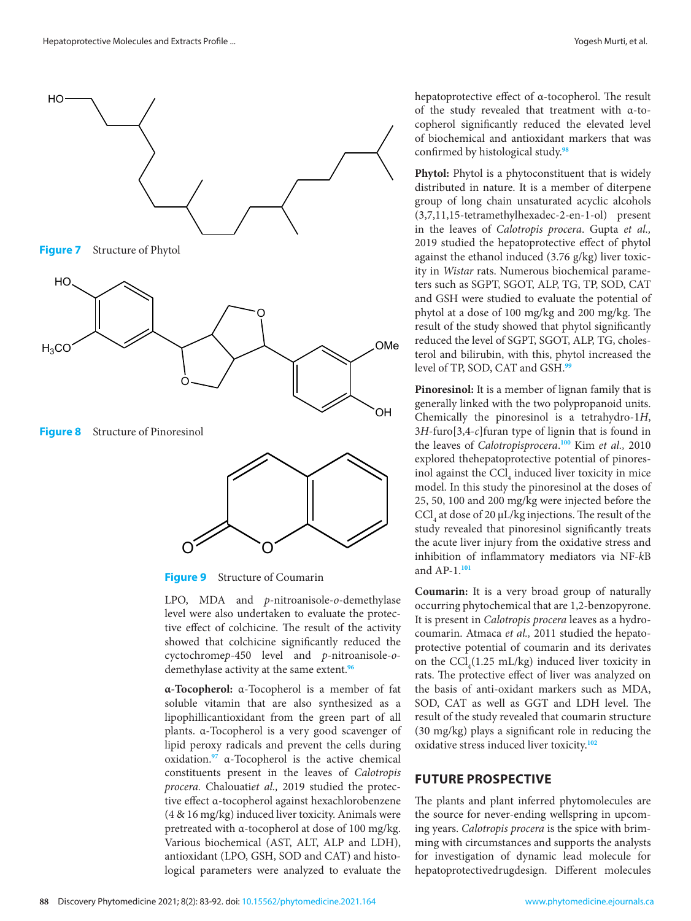Figure 7 Structure of Phytol

Figure 8 Structure of Pinoresinol

Figure 9 Structure of Coumarin

LPO, MDA and *p*-nitroanisole-*o*-demethylase level were also undertaken to evaluate the protective effect of colchicine. The result of the activity showed that colchicine significantly reduced the cyctochrome*p*-450 level and *p*-nitroanisole-*o*-demethylase activity at the same extent.[96]

**α-Tocopherol:** α-Tocopherol is a member of fat soluble vitamin that are also synthesized as a lipophillicantioxidant from the green part of all plants. α-Tocopherol is a very good scavenger of lipid peroxy radicals and prevent the cells during oxidation.[97] α-Tocopherol is the active chemical constituents present in the leaves of *Calotropis procera*. Chalouati*et al.,* 2019 studied the protective effect α-tocopherol against hexachlorobenzene (4 & 16 mg/kg) induced liver toxicity. Animals were pretreated with α-tocopherol at dose of 100 mg/kg. Various biochemical (AST, ALT, ALP and LDH), antioxidant (LPO, GSH, SOD and CAT) and histological parameters were analyzed to evaluate the hepatoprotective effect of α-tocopherol. The result of the study revealed that treatment with α-tocopherol significantly reduced the elevated level of biochemical and antioxidant markers that was confirmed by histological study.[98]

**Phytol:** Phytol is a phytoconstituent that is widely distributed in nature. It is a member of diterpene group of long chain unsaturated acyclic alcohols (3,7,11,15-tetramethylhexadec-2-en-1-ol) present in the leaves of *Calotropis procera*. Gupta *et al.,* 2019 studied the hepatoprotective effect of phytol against the ethanol induced (3.76 g/kg) liver toxicity in *Wistar* rats. Numerous biochemical parameters such as SGPT, SGOT, ALP, TG, TP, SOD, CAT and GSH were studied to evaluate the potential of phytol at a dose of 100 mg/kg and 200 mg/kg. The result of the study showed that phytol significantly reduced the level of SGPT, SGOT, ALP, TG, cholesterol and bilirubin, with this, phytol increased the level of TP, SOD, CAT and GSH.[99]

**Pinoresinol:** It is a member of lignan family that is generally linked with the two polypropanoid units. Chemically the pinoresinol is a tetrahydro-1*H*, 3*H*-furo[3,4-*c*]furan type of lignin that is found in the leaves of *Calotropisprocera*.[100] Kim *et al.,* 2010 explored thehepatoprotective potential of pinoresinol against the $CCl_4$ induced liver toxicity in mice model. In this study the pinoresinol at the doses of 25, 50, 100 and 200 mg/kg were injected before the $CCl_4$ at dose of 20 μL/kg injections. The result of the study revealed that pinoresinol significantly treats the acute liver injury from the oxidative stress and inhibition of inflammatory mediators via NF-*k*B and AP-1.[101]

**Coumarin:** It is a very broad group of naturally occurring phytochemical that are 1,2-benzopyrone. It is present in *Calotropis procera* leaves as a hydrocoumarin. Atmaca *et al.,* 2011 studied the hepatoprotective potential of coumarin and its derivates on the $CCl_4$(1.25 mL/kg) induced liver toxicity in rats. The protective effect of liver was analyzed on the basis of anti-oxidant markers such as MDA, SOD, CAT as well as GGT and LDH level. The result of the study revealed that coumarin structure (30 mg/kg) plays a significant role in reducing the oxidative stress induced liver toxicity.[102]

## FUTURE PROSPECTIVE

The plants and plant inferred phytomolecules are the source for never-ending wellspring in upcoming years. *Calotropis procera* is the spice with brimming with circumstances and supports the analysts for investigation of dynamic lead molecule for hepatoprotectivedrugdesign. Different molecules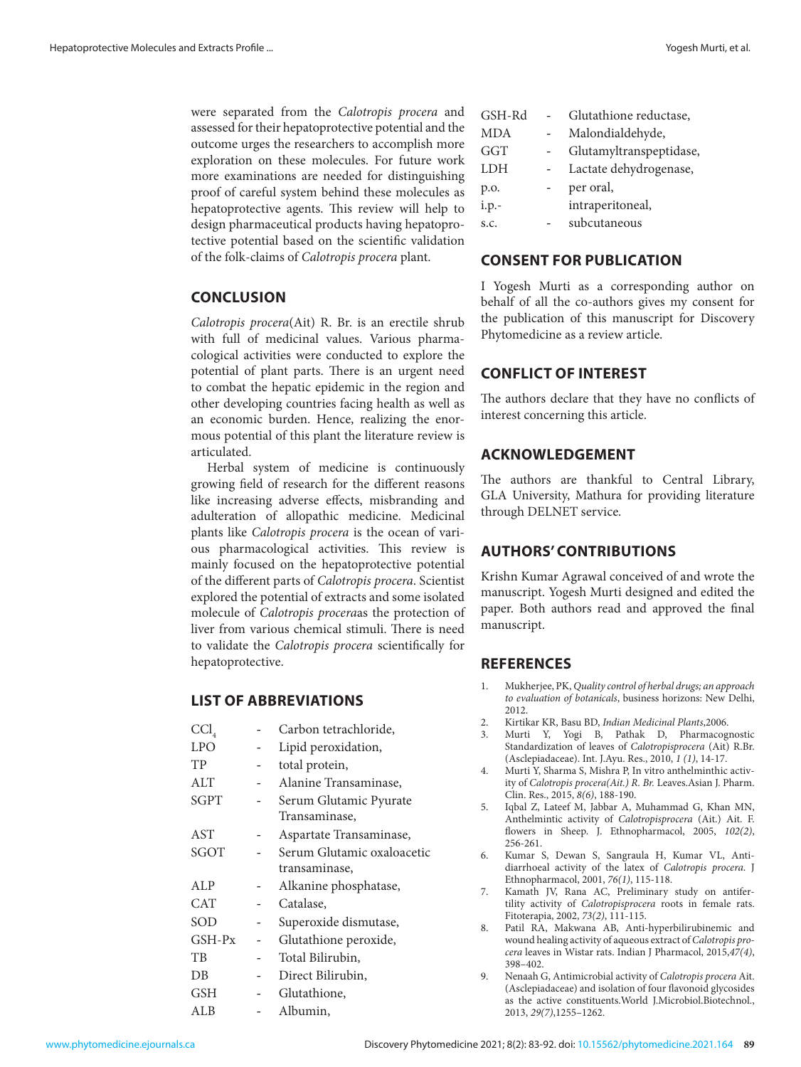were separated from the *Calotropis procera* and assessed for their hepatoprotective potential and the outcome urges the researchers to accomplish more exploration on these molecules. For future work more examinations are needed for distinguishing proof of careful system behind these molecules as hepatoprotective agents. This review will help to design pharmaceutical products having hepatoprotective potential based on the scientific validation of the folk-claims of *Calotropis procera* plant.

## CONCLUSION

*Calotropis procera*(Ait) R. Br. is an erectile shrub with full of medicinal values. Various pharmacological activities were conducted to explore the potential of plant parts. There is an urgent need to combat the hepatic epidemic in the region and other developing countries facing health as well as an economic burden. Hence, realizing the enormous potential of this plant the literature review is articulated.

Herbal system of medicine is continuously growing field of research for the different reasons like increasing adverse effects, misbranding and adulteration of allopathic medicine. Medicinal plants like *Calotropis procera* is the ocean of various pharmacological activities. This review is mainly focused on the hepatoprotective potential of the different parts of *Calotropis procera*. Scientist explored the potential of extracts and some isolated molecule of *Calotropis procera*as the protection of liver from various chemical stimuli. There is need to validate the *Calotropis procera* scientifically for hepatoprotective.

## LIST OF ABBREVIATIONS

$CCl_4$ - Carbon tetrachloride,
LPO - Lipid peroxidation,
TP - total protein,
ALT - Alanine Transaminase,
SGPT - Serum Glutamic Pyurate Transaminase,
AST - Aspartate Transaminase,
SGOT - Serum Glutamic oxaloacetic transaminase,
ALP - Alkanine phosphatase,
CAT - Catalase,
SOD - Superoxide dismutase,
GSH-Px - Glutathione peroxide,
TB - Total Bilirubin,
DB - Direct Bilirubin,
GSH - Glutathione,
ALB - Albumin,
GSH-Rd - Glutathione reductase,
MDA - Malondialdehyde,
GGT - Glutamyltranspeptidase,
LDH - Lactate dehydrogenase,
p.o. - per oral,
i.p.- intraperitoneal,
s.c. - subcutaneous

## CONSENT FOR PUBLICATION

I Yogesh Murti as a corresponding author on behalf of all the co-authors gives my consent for the publication of this manuscript for Discovery Phytomedicine as a review article.

## CONFLICT OF INTEREST

The authors declare that they have no conflicts of interest concerning this article.

## ACKNOWLEDGEMENT

The authors are thankful to Central Library, GLA University, Mathura for providing literature through DELNET service.

## AUTHORS' CONTRIBUTIONS

Krishn Kumar Agrawal conceived of and wrote the manuscript. Yogesh Murti designed and edited the paper. Both authors read and approved the final manuscript.

## REFERENCES

1. Mukherjee, PK, *Quality control of herbal drugs; an approach to evaluation of botanicals*, business horizons: New Delhi, 2012.
2. Kirtikar KR, Basu BD, *Indian Medicinal Plants*,2006.
3. Murti Y, Yogi B, Pathak D, Pharmacognostic Standardization of leaves of *Calotropisprocera* (Ait) R.Br. (Asclepiadaceae). Int. J.Ayu. Res., 2010, *1 (1)*, 14-17.
4. Murti Y, Sharma S, Mishra P, In vitro anthelminthic activity of *Calotropis procera(Ait.) R. Br.* Leaves.Asian J. Pharm. Clin. Res., 2015, *8(6)*, 188-190.
5. Iqbal Z, Lateef M, Jabbar A, Muhammad G, Khan MN, Anthelmintic activity of *Calotropisprocera* (Ait.) Ait. F. flowers in Sheep. J. Ethnopharmacol, 2005, *102(2)*, 256-261.
6. Kumar S, Dewan S, Sangraula H, Kumar VL, Anti-diarrhoeal activity of the latex of *Calotropis procera*. J Ethnopharmacol, 2001, *76(1)*, 115-118.
7. Kamath JV, Rana AC, Preliminary study on antifertility activity of *Calotropisprocera* roots in female rats. Fitoterapia, 2002, *73(2)*, 111-115.
8. Patil RA, Makwana AB, Anti-hyperbilirubinemic and wound healing activity of aqueous extract of *Calotropis procera* leaves in Wistar rats. Indian J Pharmacol, 2015,*47(4)*, 398–402.
9. Nenaah G, Antimicrobial activity of *Calotropis procera* Ait. (Asclepiadaceae) and isolation of four flavonoid glycosides as the active constituents.World J.Microbiol.Biotechnol., 2013, *29(7)*,1255–1262.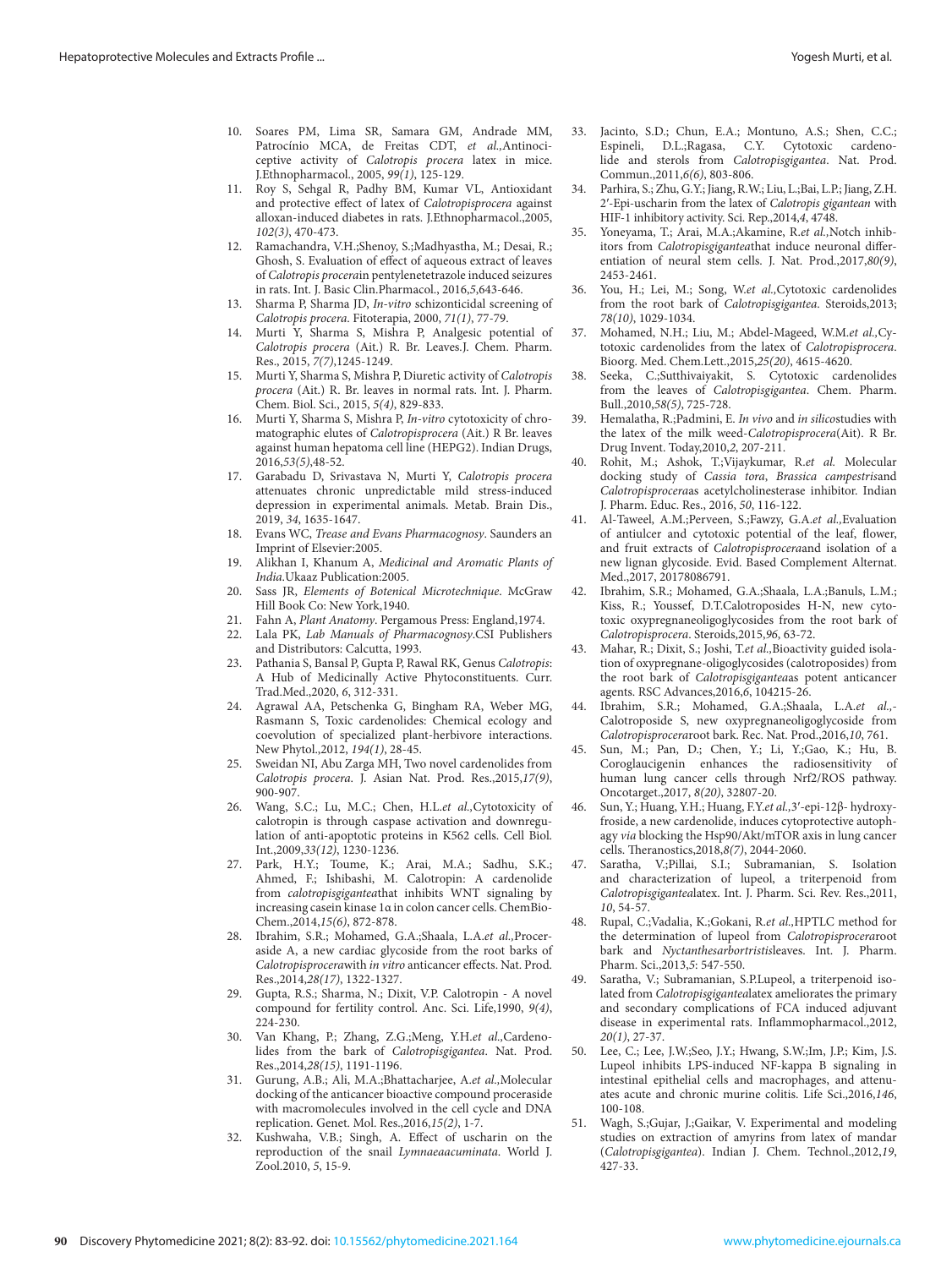10. Soares PM, Lima SR, Samara GM, Andrade MM, Patrocínio MCA, de Freitas CDT, *et al.*,Antinociceptive activity of *Calotropis procera* latex in mice. J.Ethnopharmacol., 2005, *99(1)*, 125-129.
11. Roy S, Sehgal R, Padhy BM, Kumar VL, Antioxidant and protective effect of latex of *Calotropisprocera* against alloxan-induced diabetes in rats. J.Ethnopharmacol.,2005, *102(3)*, 470-473.
12. Ramachandra, V.H.;Shenoy, S.;Madhyastha, M.; Desai, R.; Ghosh, S. Evaluation of effect of aqueous extract of leaves of *Calotropis procera*in pentylenetetrazole induced seizures in rats. Int. J. Basic Clin.Pharmacol., 2016,*5*,643-646.
13. Sharma P, Sharma JD, *In-vitro* schizonticidal screening of *Calotropis procera*. Fitoterapia, 2000, *71(1)*, 77-79.
14. Murti Y, Sharma S, Mishra P, Analgesic potential of *Calotropis procera* (Ait.) R. Br. Leaves.J. Chem. Pharm. Res., 2015, *7(7)*,1245-1249.
15. Murti Y, Sharma S, Mishra P, Diuretic activity of *Calotropis procera* (Ait.) R. Br. leaves in normal rats. Int. J. Pharm. Chem. Biol. Sci., 2015, *5(4)*, 829-833.
16. Murti Y, Sharma S, Mishra P, *In-vitro* cytotoxicity of chromatographic elutes of *Calotropisprocera* (Ait.) R Br. leaves against human hepatoma cell line (HEPG2). Indian Drugs, 2016,*53(5)*,48-52.
17. Garabadu D, Srivastava N, Murti Y, *Calotropis procera* attenuates chronic unpredictable mild stress-induced depression in experimental animals. Metab. Brain Dis., 2019, *34*, 1635-1647.
18. Evans WC, *Trease and Evans Pharmacognosy*. Saunders an Imprint of Elsevier:2005.
19. Alikhan I, Khanum A, *Medicinal and Aromatic Plants of India*.Ukaaz Publication:2005.
20. Sass JR, *Elements of Botenical Microtechnique*. McGraw Hill Book Co: New York,1940.
21. Fahn A, *Plant Anatomy*. Pergamous Press: England,1974.
22. Lala PK, *Lab Manuals of Pharmacognosy*.CSI Publishers and Distributors: Calcutta, 1993.
23. Pathania S, Bansal P, Gupta P, Rawal RK, Genus *Calotropis*: A Hub of Medicinally Active Phytoconstituents. Curr. Trad.Med.,2020, *6*, 312-331.
24. Agrawal AA, Petschenka G, Bingham RA, Weber MG, Rasmann S, Toxic cardenolides: Chemical ecology and coevolution of specialized plant-herbivore interactions. New Phytol.,2012, *194(1)*, 28-45.
25. Sweidan NI, Abu Zarga MH, Two novel cardenolides from *Calotropis procera*. J. Asian Nat. Prod. Res.,2015,*17(9)*, 900-907.
26. Wang, S.C.; Lu, M.C.; Chen, H.L.*et al.*,Cytotoxicity of calotropin is through caspase activation and downregulation of anti-apoptotic proteins in K562 cells. Cell Biol. Int.,2009,*33(12)*, 1230-1236.
27. Park, H.Y.; Toume, K.; Arai, M.A.; Sadhu, S.K.; Ahmed, F.; Ishibashi, M. Calotropin: A cardenolide from *calotropisgigantea*that inhibits WNT signaling by increasing casein kinase 1α in colon cancer cells. ChemBioChem.,2014,*15(6)*, 872-878.
28. Ibrahim, S.R.; Mohamed, G.A.;Shaala, L.A.*et al.*,Proceraside A, a new cardiac glycoside from the root barks of *Calotropisprocera*with *in vitro* anticancer effects. Nat. Prod. Res.,2014,*28(17)*, 1322-1327.
29. Gupta, R.S.; Sharma, N.; Dixit, V.P. Calotropin - A novel compound for fertility control. Anc. Sci. Life,1990, *9(4)*, 224-230.
30. Van Khang, P.; Zhang, Z.G.;Meng, Y.H.*et al*.,Cardenolides from the bark of *Calotropisgigantea*. Nat. Prod. Res.,2014,*28(15)*, 1191-1196.
31. Gurung, A.B.; Ali, M.A.;Bhattacharjee, A.*et al.*,Molecular docking of the anticancer bioactive compound proceraside with macromolecules involved in the cell cycle and DNA replication. Genet. Mol. Res.,2016,*15(2)*, 1-7.
32. Kushwaha, V.B.; Singh, A. Effect of uscharin on the reproduction of the snail *Lymnaeaacuminata*. World J. Zool.2010, *5*, 15-9.
33. Jacinto, S.D.; Chun, E.A.; Montuno, A.S.; Shen, C.C.; Espineli, D.L.;Ragasa, C.Y. Cytotoxic cardenolide and sterols from *Calotropisgigantea*. Nat. Prod. Commun.,2011,*6(6)*, 803-806.
34. Parhira, S.; Zhu, G.Y.; Jiang, R.W.; Liu, L.;Bai, L.P.; Jiang, Z.H. 2′-Epi-uscharin from the latex of *Calotropis gigantean* with HIF-1 inhibitory activity. Sci. Rep.,2014,*4*, 4748.
35. Yoneyama, T.; Arai, M.A.;Akamine, R.*et al.*,Notch inhibitors from *Calotropisgigantea*that induce neuronal differentiation of neural stem cells. J. Nat. Prod.,2017,*80(9)*, 2453-2461.
36. You, H.; Lei, M.; Song, W.*et al.*,Cytotoxic cardenolides from the root bark of *Calotropisgigantea*. Steroids,2013; *78(10)*, 1029-1034.
37. Mohamed, N.H.; Liu, M.; Abdel-Mageed, W.M.*et al.*,Cytotoxic cardenolides from the latex of *Calotropisprocera*. Bioorg. Med. Chem.Lett.,2015,*25(20)*, 4615-4620.
38. Seeka, C.;Sutthivaiyakit, S. Cytotoxic cardenolides from the leaves of *Calotropisgigantea*. Chem. Pharm. Bull.,2010,*58(5)*, 725-728.
39. Hemalatha, R.;Padmini, E. *In vivo* and *in silico*studies with the latex of the milk weed-*Calotropisprocera*(Ait). R Br. Drug Invent. Today,2010,*2*, 207-211.
40. Rohit, M.; Ashok, T.;Vijaykumar, R.*et al.* Molecular docking study of *Cassia tora*, *Brassica campestris*and *Calotropisprocera*as acetylcholinesterase inhibitor. Indian J. Pharm. Educ. Res., 2016, *50*, 116-122.
41. Al-Taweel, A.M.;Perveen, S.;Fawzy, G.A.*et al.*,Evaluation of antiulcer and cytotoxic potential of the leaf, flower, and fruit extracts of *Calotropisprocera*and isolation of a new lignan glycoside. Evid. Based Complement Alternat. Med.,2017, 20178086791.
42. Ibrahim, S.R.; Mohamed, G.A.;Shaala, L.A.;Banuls, L.M.; Kiss, R.; Youssef, D.T.Calotroposides H-N, new cytotoxic oxypregnaneoligoglycosides from the root bark of *Calotropisprocera*. Steroids,2015,*96*, 63-72.
43. Mahar, R.; Dixit, S.; Joshi, T.*et al.*,Bioactivity guided isolation of oxypregnane-oligoglycosides (calotroposides) from the root bark of *Calotropisgigantea*as potent anticancer agents. RSC Advances,2016,*6*, 104215-26.
44. Ibrahim, S.R.; Mohamed, G.A.;Shaala, L.A.*et al.*,-Calotroposide S, new oxypregnaneoligoglycoside from *Calotropisprocera*root bark. Rec. Nat. Prod.,2016,*10*, 761.
45. Sun, M.; Pan, D.; Chen, Y.; Li, Y.;Gao, K.; Hu, B. Coroglaucigenin enhances the radiosensitivity of human lung cancer cells through Nrf2/ROS pathway. Oncotarget.,2017, *8(20)*, 32807-20.
46. Sun, Y.; Huang, Y.H.; Huang, F.Y.*et al.*,3′-epi-12β- hydroxyfroside, a new cardenolide, induces cytoprotective autophagy *via* blocking the Hsp90/Akt/mTOR axis in lung cancer cells. Theranostics,2018,*8(7)*, 2044-2060.
47. Saratha, V.;Pillai, S.I.; Subramanian, S. Isolation and characterization of lupeol, a triterpenoid from *Calotropisgigantea*latex. Int. J. Pharm. Sci. Rev. Res.,2011, *10*, 54-57.
48. Rupal, C.;Vadalia, K.;Gokani, R.*et al.*,HPTLC method for the determination of lupeol from *Calotropisprocera*root bark and *Nyctanthesarbortristis*leaves. Int. J. Pharm. Pharm. Sci.,2013,*5*: 547-550.
49. Saratha, V.; Subramanian, S.P.Lupeol, a triterpenoid isolated from *Calotropisgigantea*latex ameliorates the primary and secondary complications of FCA induced adjuvant disease in experimental rats. Inflammopharmacol.,2012, *20(1)*, 27-37.
50. Lee, C.; Lee, J.W.;Seo, J.Y.; Hwang, S.W.;Im, J.P.; Kim, J.S. Lupeol inhibits LPS-induced NF-kappa B signaling in intestinal epithelial cells and macrophages, and attenuates acute and chronic murine colitis. Life Sci.,2016,*146*, 100-108.
51. Wagh, S.;Gujar, J.;Gaikar, V. Experimental and modeling studies on extraction of amyrins from latex of mandar (*Calotropisgigantea*). Indian J. Chem. Technol.,2012,*19*, 427-33.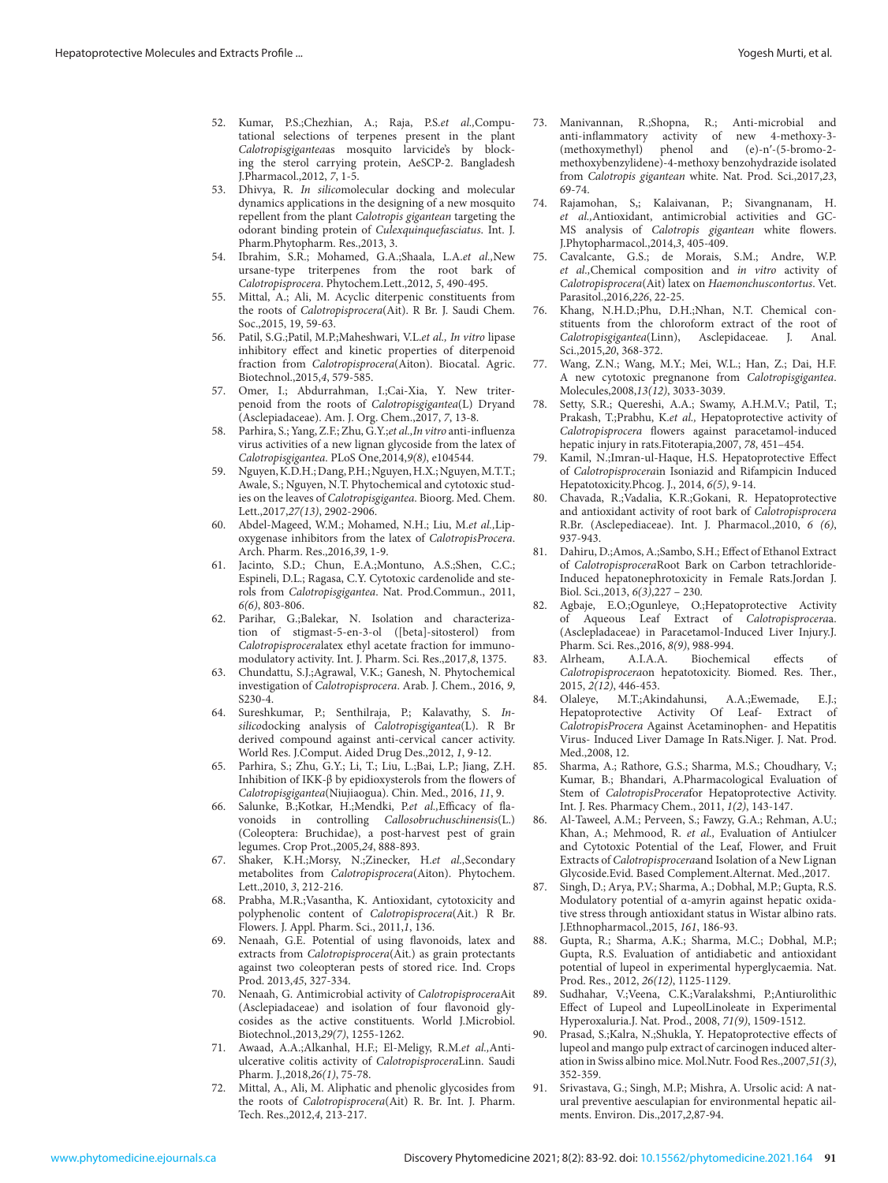52. Kumar, P.S.;Chezhian, A.; Raja, P.S.*et al.*,Computational selections of terpenes present in the plant *Calotropisgigantea*as mosquito larvicide's by blocking the sterol carrying protein, AeSCP-2. Bangladesh J.Pharmacol.,2012, *7*, 1-5.
53. Dhivya, R. *In silico*molecular docking and molecular dynamics applications in the designing of a new mosquito repellent from the plant *Calotropis gigantean* targeting the odorant binding protein of *Culexquinquefasciatus*. Int. J. Pharm.Phytopharm. Res.,2013, 3.
54. Ibrahim, S.R.; Mohamed, G.A.;Shaala, L.A.*et al.*,New ursane-type triterpenes from the root bark of *Calotropisprocera*. Phytochem.Lett.,2012, *5*, 490-495.
55. Mittal, A.; Ali, M. Acyclic diterpenic constituents from the roots of *Calotropisprocera*(Ait). R Br. J. Saudi Chem. Soc.,2015, 19, 59-63.
56. Patil, S.G.;Patil, M.P.;Maheshwari, V.L.*et al., In vitro* lipase inhibitory effect and kinetic properties of diterpenoid fraction from *Calotropisprocera*(Aiton). Biocatal. Agric. Biotechnol.,2015,*4*, 579-585.
57. Omer, I.; Abdurrahman, I.;Cai-Xia, Y. New triterpenoid from the roots of *Calotropisgigantea*(L) Dryand (Asclepiadaceae). Am. J. Org. Chem.,2017, *7*, 13-8.
58. Parhira, S.; Yang, Z.F.; Zhu, G.Y.;*et al.,In vitro* anti-influenza virus activities of a new lignan glycoside from the latex of *Calotropisgigantea*. PLoS One,2014,*9(8)*, e104544.
59. Nguyen, K.D.H.; Dang, P.H.; Nguyen, H.X.; Nguyen, M.T.T.; Awale, S.; Nguyen, N.T. Phytochemical and cytotoxic studies on the leaves of *Calotropisgigantea*. Bioorg. Med. Chem. Lett.,2017,*27(13)*, 2902-2906.
60. Abdel-Mageed, W.M.; Mohamed, N.H.; Liu, M.*et al.*,Lipoxygenase inhibitors from the latex of *CalotropisProcera*. Arch. Pharm. Res.,2016,*39*, 1-9.
61. Jacinto, S.D.; Chun, E.A.;Montuno, A.S.;Shen, C.C.; Espineli, D.L.; Ragasa, C.Y. Cytotoxic cardenolide and sterols from *Calotropisgigantea*. Nat. Prod.Commun., 2011, *6(6)*, 803-806.
62. Parihar, G.;Balekar, N. Isolation and characterization of stigmast-5-en-3-ol ([beta]-sitosterol) from *Calotropisprocera*latex ethyl acetate fraction for immunomodulatory activity. Int. J. Pharm. Sci. Res.,2017,*8*, 1375.
63. Chundattu, S.J.;Agrawal, V.K.; Ganesh, N. Phytochemical investigation of *Calotropisprocera*. Arab. J. Chem., 2016, *9*, S230-4.
64. Sureshkumar, P.; Senthilraja, P.; Kalavathy, S. *In-silico*docking analysis of *Calotropisgigantea*(L). R Br derived compound against anti-cervical cancer activity. World Res. J.Comput. Aided Drug Des.,2012, *1*, 9-12.
65. Parhira, S.; Zhu, G.Y.; Li, T.; Liu, L.;Bai, L.P.; Jiang, Z.H. Inhibition of IKK-β by epidioxysterols from the flowers of *Calotropisgigantea*(Niujiaogua). Chin. Med., 2016, *11*, 9.
66. Salunke, B.;Kotkar, H.;Mendki, P.*et al.*,Efficacy of flavonoids in controlling *Callosobruchuschinensis*(L.) (Coleoptera: Bruchidae), a post-harvest pest of grain legumes. Crop Prot.,2005,*24*, 888-893.
67. Shaker, K.H.;Morsy, N.;Zinecker, H.*et al.*,Secondary metabolites from *Calotropisprocera*(Aiton). Phytochem. Lett.,2010, *3*, 212-216.
68. Prabha, M.R.;Vasantha, K. Antioxidant, cytotoxicity and polyphenolic content of *Calotropisprocera*(Ait.) R Br. Flowers. J. Appl. Pharm. Sci., 2011,*1*, 136.
69. Nenaah, G.E. Potential of using flavonoids, latex and extracts from *Calotropisprocera*(Ait.) as grain protectants against two coleopteran pests of stored rice. Ind. Crops Prod. 2013,*45*, 327-334.
70. Nenaah, G. Antimicrobial activity of *Calotropisprocera*Ait (Asclepiadaceae) and isolation of four flavonoid glycosides as the active constituents. World J.Microbiol. Biotechnol.,2013,*29(7)*, 1255-1262.
71. Awaad, A.A.;Alkanhal, H.F.; El-Meligy, R.M.*et al.*,Anti-ulcerative colitis activity of *Calotropisprocera*Linn. Saudi Pharm. J.,2018,*26(1)*, 75-78.
72. Mittal, A., Ali, M. Aliphatic and phenolic glycosides from the roots of *Calotropisprocera*(Ait) R. Br. Int. J. Pharm. Tech. Res.,2012,*4*, 213-217.
73. Manivannan, R.;Shopna, R.; Anti-microbial and anti-inflammatory activity of new 4-methoxy-3-(methoxymethyl) phenol and (e)-n′-(5-bromo-2-methoxybenzylidene)-4-methoxy benzohydrazide isolated from *Calotropis gigantean* white. Nat. Prod. Sci.,2017,*23*, 69-74.
74. Rajamohan, S,; Kalaivanan, P.; Sivangnanam, H. *et al.*,Antioxidant, antimicrobial activities and GC-MS analysis of *Calotropis gigantean* white flowers. J.Phytopharmacol.,2014,*3*, 405-409.
75. Cavalcante, G.S.; de Morais, S.M.; Andre, W.P. *et al.*,Chemical composition and *in vitro* activity of *Calotropisprocera*(Ait) latex on *Haemonchuscontortus*. Vet. Parasitol.,2016,*226*, 22-25.
76. Khang, N.H.D.;Phu, D.H.;Nhan, N.T. Chemical constituents from the chloroform extract of the root of *Calotropisgigantea*(Linn), Asclepidaceae. J. Anal. Sci.,2015,*20*, 368-372.
77. Wang, Z.N.; Wang, M.Y.; Mei, W.L.; Han, Z.; Dai, H.F. A new cytotoxic pregnanone from *Calotropisgigantea*. Molecules,2008,*13(12)*, 3033-3039.
78. Setty, S.R.; Quereshi, A.A.; Swamy, A.H.M.V.; Patil, T.; Prakash, T.;Prabhu, K.*et al.,* Hepatoprotective activity of *Calotropisprocera* flowers against paracetamol-induced hepatic injury in rats.Fitoterapia,2007, *78*, 451–454.
79. Kamil, N.;Imran-ul-Haque, H.S. Hepatoprotective Effect of *Calotropisprocera*in Isoniazid and Rifampicin Induced Hepatotoxicity.Phcog. J., 2014, *6(5)*, 9-14.
80. Chavada, R.;Vadalia, K.R.;Gokani, R. Hepatoprotective and antioxidant activity of root bark of *Calotropisprocera* R.Br. (Asclepediaceae). Int. J. Pharmacol.,2010, *6 (6)*, 937-943.
81. Dahiru, D.;Amos, A.;Sambo, S.H.; Effect of Ethanol Extract of *Calotropisprocera*Root Bark on Carbon tetrachloride-Induced hepatonephrotoxicity in Female Rats.Jordan J. Biol. Sci.,2013, *6(3)*,227 – 230.
82. Agbaje, E.O.;Ogunleye, O.;Hepatoprotective Activity of Aqueous Leaf Extract of *Calotropisprocera*a. (Asclepladaceae) in Paracetamol-Induced Liver Injury.J. Pharm. Sci. Res.,2016, *8(9)*, 988-994.
83. Alrheam, A.I.A.A. Biochemical effects of *Calotropisprocera*on hepatotoxicity. Biomed. Res. Ther., 2015, *2(12)*, 446-453.
84. Olaleye, M.T.;Akindahunsi, A.A.;Ewemade, E.J.; Hepatoprotective Activity Of Leaf- Extract of *CalotropisProcera* Against Acetaminophen- and Hepatitis Virus- Induced Liver Damage In Rats.Niger. J. Nat. Prod. Med.,2008, 12.
85. Sharma, A.; Rathore, G.S.; Sharma, M.S.; Choudhary, V.; Kumar, B.; Bhandari, A.Pharmacological Evaluation of Stem of *CalotropisProcera*for Hepatoprotective Activity. Int. J. Res. Pharmacy Chem., 2011, *1(2)*, 143-147.
86. Al-Taweel, A.M.; Perveen, S.; Fawzy, G.A.; Rehman, A.U.; Khan, A.; Mehmood, R. *et al.,* Evaluation of Antiulcer and Cytotoxic Potential of the Leaf, Flower, and Fruit Extracts of *Calotropisprocera*and Isolation of a New Lignan Glycoside.Evid. Based Complement.Alternat. Med.,2017.
87. Singh, D.; Arya, P.V.; Sharma, A.; Dobhal, M.P.; Gupta, R.S. Modulatory potential of α-amyrin against hepatic oxidative stress through antioxidant status in Wistar albino rats. J.Ethnopharmacol.,2015, *161*, 186-93.
88. Gupta, R.; Sharma, A.K.; Sharma, M.C.; Dobhal, M.P.; Gupta, R.S. Evaluation of antidiabetic and antioxidant potential of lupeol in experimental hyperglycaemia. Nat. Prod. Res., 2012, *26(12)*, 1125-1129.
89. Sudhahar, V.;Veena, C.K.;Varalakshmi, P.;Antiurolithic Effect of Lupeol and LupeolLinoleate in Experimental Hyperoxaluria.J. Nat. Prod., 2008, *71(9)*, 1509-1512.
90. Prasad, S.;Kalra, N.;Shukla, Y. Hepatoprotective effects of lupeol and mango pulp extract of carcinogen induced alteration in Swiss albino mice. Mol.Nutr. Food Res.,2007,*51(3)*, 352-359.
91. Srivastava, G.; Singh, M.P.; Mishra, A. Ursolic acid: A natural preventive aesculapian for environmental hepatic ailments. Environ. Dis.,2017,*2*,87-94.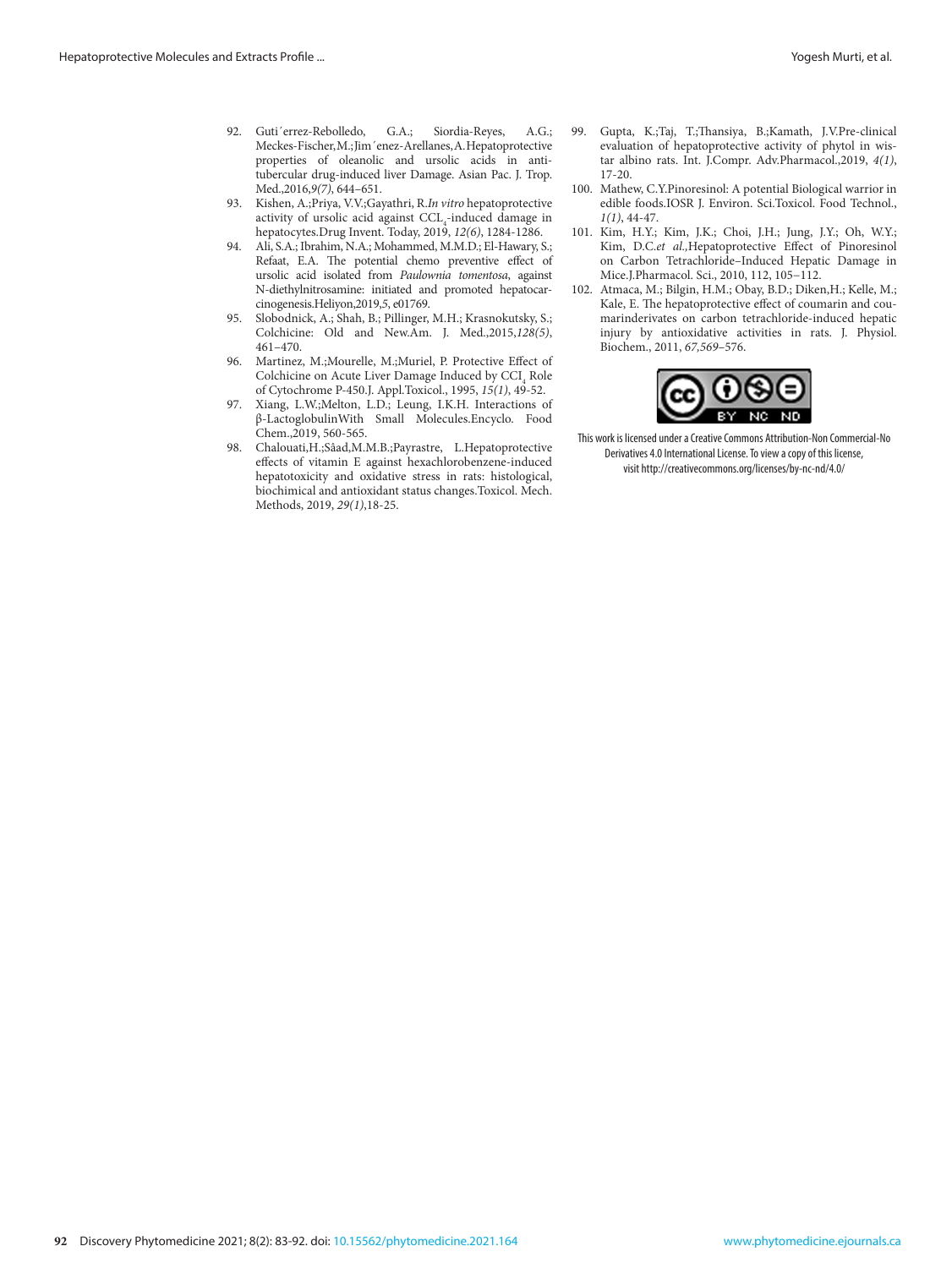92. Guti´errez-Rebolledo, G.A.; Siordia-Reyes, A.G.; Meckes-Fischer,M.;Jim´enez-Arellanes,A.Hepatoprotective properties of oleanolic and ursolic acids in antitubercular drug-induced liver Damage. Asian Pac. J. Trop. Med.,2016,*9(7)*, 644–651.
93. Kishen, A.;Priya, V.V.;Gayathri, R.*In vitro* hepatoprotective activity of ursolic acid against $CCL_4$-induced damage in hepatocytes.Drug Invent. Today, 2019, *12(6)*, 1284-1286.
94. Ali, S.A.; Ibrahim, N.A.; Mohammed, M.M.D.; El-Hawary, S.; Refaat, E.A. The potential chemo preventive effect of ursolic acid isolated from *Paulownia tomentosa*, against N-diethylnitrosamine: initiated and promoted hepatocarcinogenesis.Heliyon,2019,*5*, e01769.
95. Slobodnick, A.; Shah, B.; Pillinger, M.H.; Krasnokutsky, S.; Colchicine: Old and New.Am. J. Med.,2015,*128(5)*, 461–470.
96. Martinez, M.;Mourelle, M.;Muriel, P. Protective Effect of Colchicine on Acute Liver Damage Induced by $CCI_4$ Role of Cytochrome P-450.J. Appl.Toxicol., 1995, *15(1)*, 49-52.
97. Xiang, L.W.;Melton, L.D.; Leung, I.K.H. Interactions of β-LactoglobulinWith Small Molecules.Encyclo. Food Chem.,2019, 560-565.
98. Chalouati,H.;Sâad,M.M.B.;Payrastre, L.Hepatoprotective effects of vitamin E against hexachlorobenzene-induced hepatotoxicity and oxidative stress in rats: histological, biochimical and antioxidant status changes.Toxicol. Mech. Methods, 2019, *29(1)*,18-25.
99. Gupta, K.;Taj, T.;Thansiya, B.;Kamath, J.V.Pre-clinical evaluation of hepatoprotective activity of phytol in wistar albino rats. Int. J.Compr. Adv.Pharmacol.,2019, *4(1)*, 17-20.
100. Mathew, C.Y.Pinoresinol: A potential Biological warrior in edible foods.IOSR J. Environ. Sci.Toxicol. Food Technol., *1(1)*, 44-47.
101. Kim, H.Y.; Kim, J.K.; Choi, J.H.; Jung, J.Y.; Oh, W.Y.; Kim, D.C.*et al.*,Hepatoprotective Effect of Pinoresinol on Carbon Tetrachloride–Induced Hepatic Damage in Mice.J.Pharmacol. Sci., 2010, 112, 105–112.
102. Atmaca, M.; Bilgin, H.M.; Obay, B.D.; Diken,H.; Kelle, M.; Kale, E. The hepatoprotective effect of coumarin and coumarinderivates on carbon tetrachloride-induced hepatic injury by antioxidative activities in rats. J. Physiol. Biochem., 2011, *67*,569–576.

This work is licensed under a Creative Commons Attribution-Non Commercial-No Derivatives 4.0 International License. To view a copy of this license, visit http://creativecommons.org/licenses/by-nc-nd/4.0/